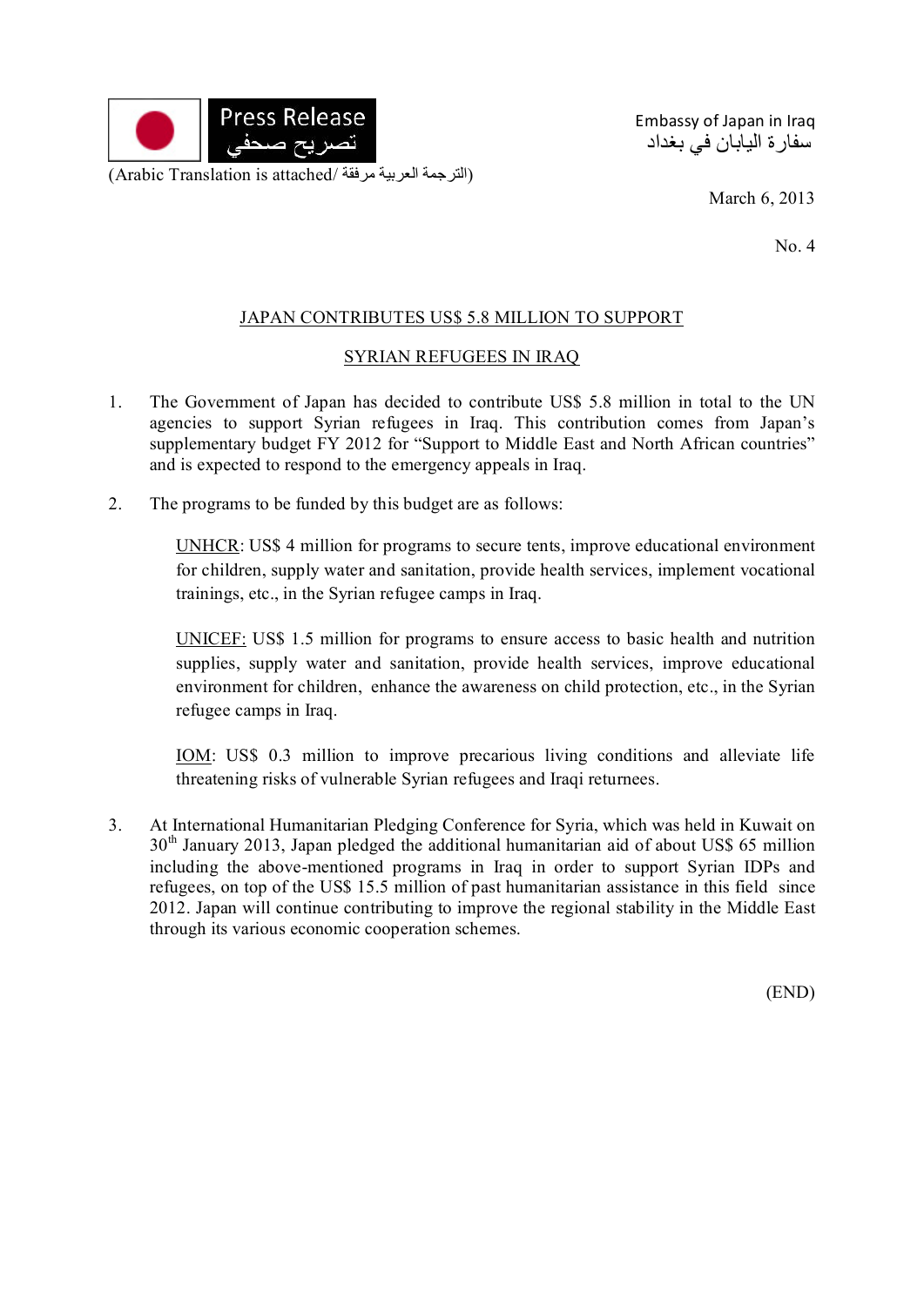Press Release
تصريح صحفي

(Arabic Translation is attached/ الترجمة العربية مرفقة)

Embassy of Japan in Iraq
سفارة اليابان في بغداد

March 6, 2013

No. 4

## JAPAN CONTRIBUTES US$ 5.8 MILLION TO SUPPORT SYRIAN REFUGEES IN IRAQ

1. The Government of Japan has decided to contribute US$ 5.8 million in total to the UN agencies to support Syrian refugees in Iraq. This contribution comes from Japan's supplementary budget FY 2012 for "Support to Middle East and North African countries" and is expected to respond to the emergency appeals in Iraq.

2. The programs to be funded by this budget are as follows:

   UNHCR: US$ 4 million for programs to secure tents, improve educational environment for children, supply water and sanitation, provide health services, implement vocational trainings, etc., in the Syrian refugee camps in Iraq.

   UNICEF: US$ 1.5 million for programs to ensure access to basic health and nutrition supplies, supply water and sanitation, provide health services, improve educational environment for children, enhance the awareness on child protection, etc., in the Syrian refugee camps in Iraq.

   IOM: US$ 0.3 million to improve precarious living conditions and alleviate life threatening risks of vulnerable Syrian refugees and Iraqi returnees.

3. At International Humanitarian Pledging Conference for Syria, which was held in Kuwait on 30th January 2013, Japan pledged the additional humanitarian aid of about US$ 65 million including the above-mentioned programs in Iraq in order to support Syrian IDPs and refugees, on top of the US$ 15.5 million of past humanitarian assistance in this field since 2012. Japan will continue contributing to improve the regional stability in the Middle East through its various economic cooperation schemes.

(END)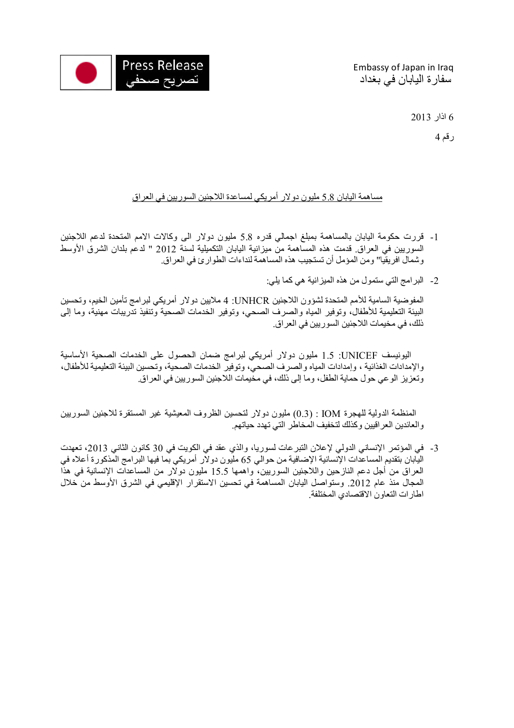Press Release
تصريح صحفي

Embassy of Japan in Iraq
سفارة اليابان في بغداد

6 اذار 2013

رقم 4

## مساهمة اليابان 5.8 مليون دولار أمريكي لمساعدة اللاجئين السوريين في العراق

1- قررت حكومة اليابان بالمساهمة بمبلغ اجمالي قدره 5.8 مليون دولار الى وكالات الامم المتحدة لدعم اللاجئين السوريين في العراق. قدمت هذه المساهمة من ميزانية اليابان التكميلية لسنة 2012 " لدعم بلدان الشرق الأوسط وشمال افريقيا" ومن المؤمل أن تستجيب هذه المساهمة لنداءات الطوارئ في العراق.

2- البرامج التي ستمول من هذه الميزانية هي كما يلي:

المفوضية السامية للأمم المتحدة لشؤون اللاجئين UNHCR: 4 ملايين دولار أمريكي لبرامج تأمين الخيم، وتحسين البيئة التعليمية للأطفال، وتوفير المياه والصرف الصحي، وتوفير الخدمات الصحية وتنفيذ تدريبات مهنية، وما إلى ذلك، في مخيمات اللاجئين السوريين في العراق.

اليونيسف UNICEF: 1.5 مليون دولار أمريكي لبرامج ضمان الحصول على الخدمات الصحية الأساسية والإمدادات الغذائية ، وإمدادات المياه والصرف الصحي، وتوفير الخدمات الصحية، وتحسين البيئة التعليمية للأطفال، وتعزيز الوعي حول حماية الطفل، وما إلى ذلك، في مخيمات اللاجئين السوريين في العراق.

المنظمة الدولية للهجرة IOM : (0.3) مليون دولار لتحسين الظروف المعيشية غير المستقرة للاجئين السوريين والعائدين العراقيين وكذلك لتخفيف المخاطر التي تهدد حياتهم.

3- في المؤتمر الإنساني الدولي لإعلان التبرعات لسوريا، والذي عقد في الكويت في 30 كانون الثاني 2013، تعهدت اليابان بتقديم المساعدات الإنسانية الإضافية من حوالي 65 مليون دولار أمريكي بما فيها البرامج المذكورة أعلاه في العراق من أجل دعم النازحين واللاجئين السوريين، واهمها 15.5 مليون دولار من المساعدات الإنسانية في هذا المجال منذ عام 2012. وستواصل اليابان المساهمة في تحسين الاستقرار الإقليمي في الشرق الأوسط من خلال اطارات التعاون الاقتصادي المختلفة.